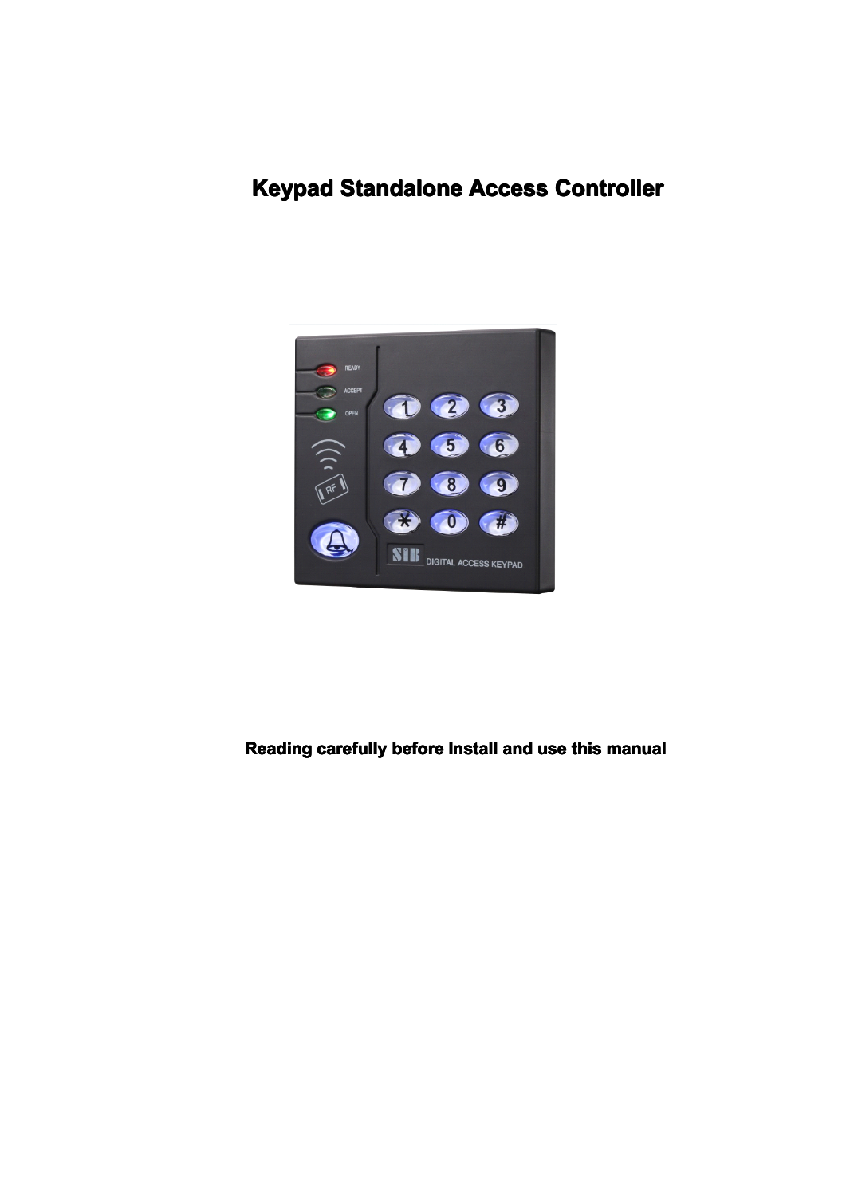# Keypad Standalone Access Controller

**Reading carefully before Install and use this manual**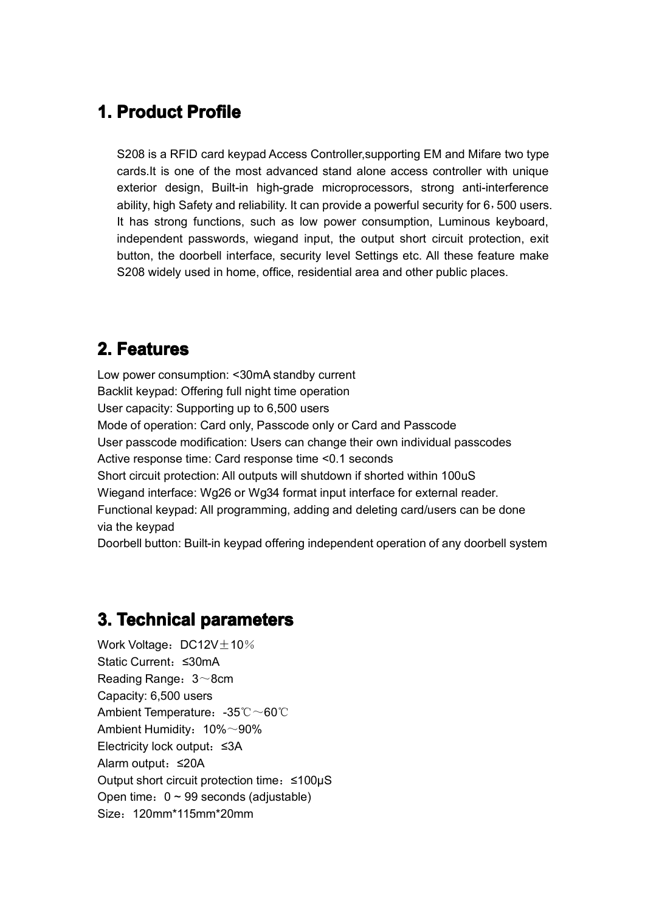## 1. Product Profile

S208 is a RFID card keypad Access Controller,supporting EM and Mifare two type cards.It is one of the most advanced stand alone access controller with unique exterior design, Built-in high-grade microprocessors, strong anti-interference ability, high Safety and reliability. It can provide a powerful security for 6，500 users. It has strong functions, such as low power consumption, Luminous keyboard, independent passwords, wiegand input, the output short circuit protection, exit button, the doorbell interface, security level Settings etc. All these feature make S208 widely used in home, office, residential area and other public places.

## 2. Features

Low power consumption: <30mA standby current
Backlit keypad: Offering full night time operation
User capacity: Supporting up to 6,500 users
Mode of operation: Card only, Passcode only or Card and Passcode
User passcode modification: Users can change their own individual passcodes
Active response time: Card response time <0.1 seconds
Short circuit protection: All outputs will shutdown if shorted within 100uS
Wiegand interface: Wg26 or Wg34 format input interface for external reader.
Functional keypad: All programming, adding and deleting card/users can be done via the keypad
Doorbell button: Built-in keypad offering independent operation of any doorbell system

## 3. Technical parameters

Work Voltage：DC12V±10％
Static Current：≤30mA
Reading Range：3～8cm
Capacity: 6,500 users
Ambient Temperature：-35℃～60℃
Ambient Humidity：10%～90%
Electricity lock output：≤3A
Alarm output：≤20A
Output short circuit protection time：≤100μS
Open time：0 ~ 99 seconds (adjustable)
Size：120mm*115mm*20mm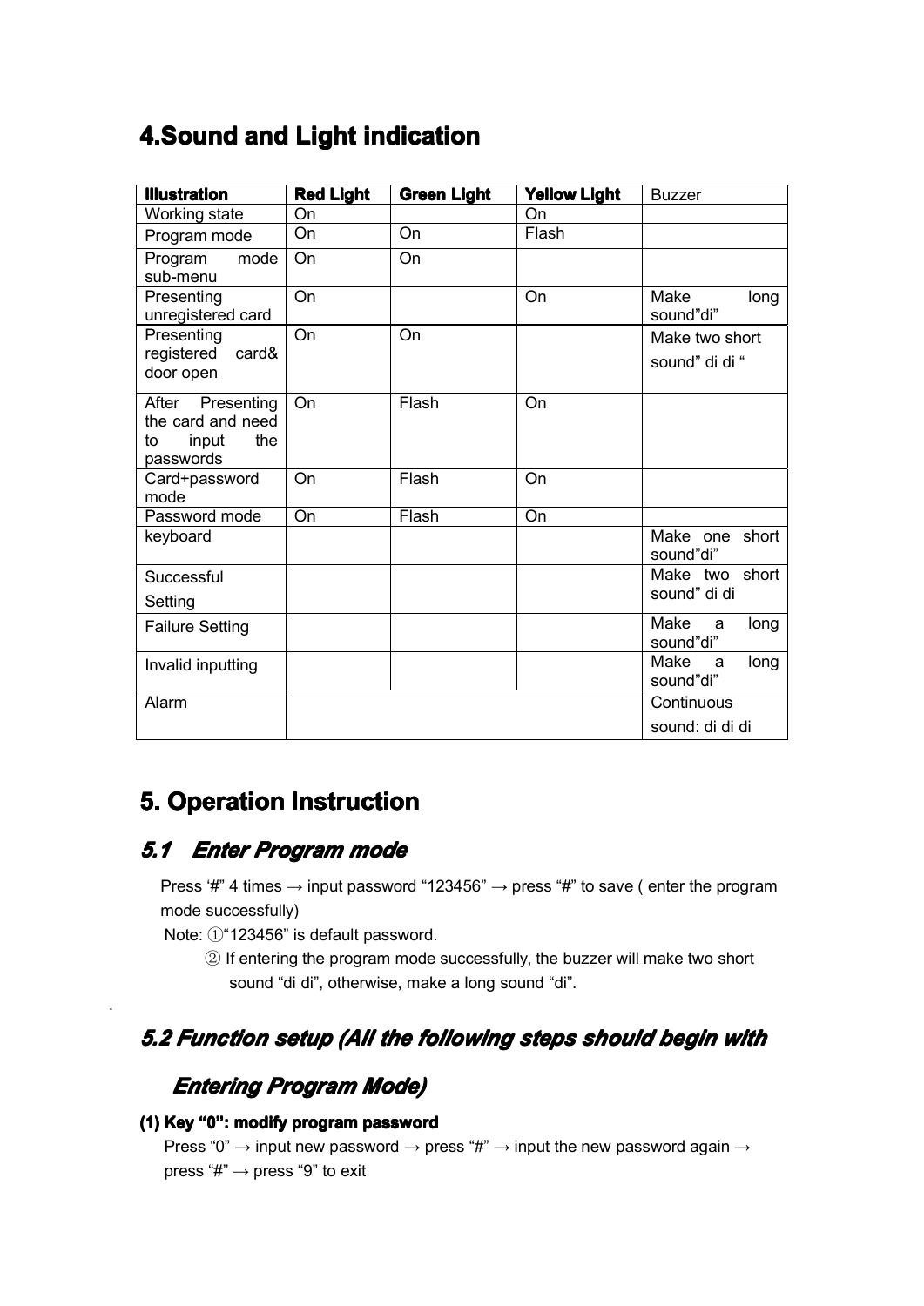# 4.Sound and Light indication

| Illustration | Red Light | Green Light | Yellow Light | Buzzer |
|---|---|---|---|---|
| Working state | On | | On | |
| Program mode | On | On | Flash | |
| Program mode sub-menu | On | On | | |
| Presenting unregistered card | On | | On | Make long sound"di" |
| Presenting registered card& door open | On | On | | Make two short sound" di di " |
| After Presenting the card and need to input the passwords | On | Flash | On | |
| Card+password mode | On | Flash | On | |
| Password mode | On | Flash | On | |
| keyboard | | | | Make one short sound"di" |
| Successful Setting | | | | Make two short sound" di di |
| Failure Setting | | | | Make a long sound"di" |
| Invalid inputting | | | | Make a long sound"di" |
| Alarm | | | | Continuous sound: di di di |

# 5. Operation Instruction

## *5.1 Enter Program mode*

Press '#" 4 times → input password "123456" → press "#" to save ( enter the program mode successfully)

Note: ①"123456" is default password.

② If entering the program mode successfully, the buzzer will make two short sound "di di", otherwise, make a long sound "di".

## *5.2 Function setup (All the following steps should begin with Entering Program Mode)*

**(1) Key "0": modify program password**

Press "0" → input new password → press "#" → input the new password again → press "#" → press "9" to exit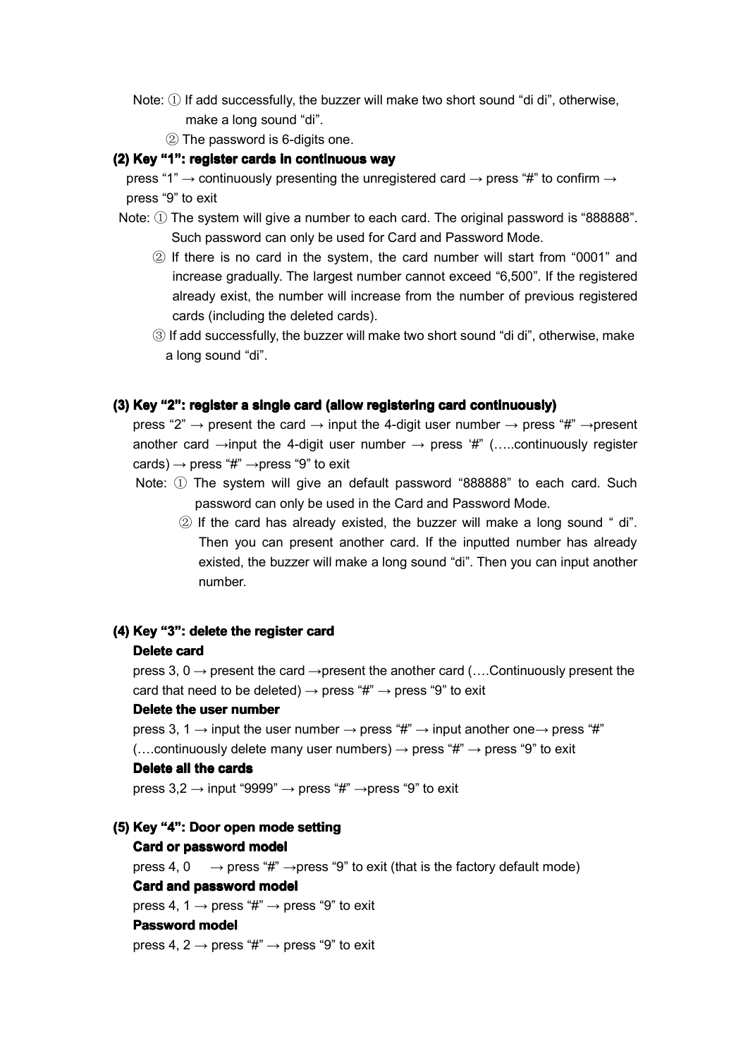Note: ① If add successfully, the buzzer will make two short sound “di di”, otherwise, make a long sound “di”.

② The password is 6-digits one.

**(2) Key “1”: register cards in continuous way**

press “1” → continuously presenting the unregistered card → press “#” to confirm → press “9” to exit

Note: ① The system will give a number to each card. The original password is “888888”. Such password can only be used for Card and Password Mode.

② If there is no card in the system, the card number will start from “0001” and increase gradually. The largest number cannot exceed “6,500”. If the registered already exist, the number will increase from the number of previous registered cards (including the deleted cards).

③ If add successfully, the buzzer will make two short sound “di di”, otherwise, make a long sound “di”.

**(3) Key “2”: register a single card (allow registering card continuously)**

press “2” → present the card → input the 4-digit user number → press “#” →present another card →input the 4-digit user number → press ‘#” (…..continuously register cards) → press “#” →press “9” to exit

Note: ① The system will give an default password “888888” to each card. Such password can only be used in the Card and Password Mode.

② If the card has already existed, the buzzer will make a long sound “ di”. Then you can present another card. If the inputted number has already existed, the buzzer will make a long sound “di”. Then you can input another number.

**(4) Key “3”: delete the register card**

**Delete card**

press 3, 0 → present the card →present the another card (….Continuously present the card that need to be deleted) → press “#” → press “9” to exit

**Delete the user number**

press 3, 1 → input the user number → press “#” → input another one→ press “#” (….continuously delete many user numbers) → press “#” → press “9” to exit

**Delete all the cards**

press 3,2 → input “9999” → press “#” →press “9” to exit

**(5) Key “4”: Door open mode setting**

**Card or password model**

press 4, 0 → press “#” →press “9” to exit (that is the factory default mode)

**Card and password model**

press 4, 1 → press “#” → press “9” to exit

**Password model**

press 4, 2 → press “#” → press “9” to exit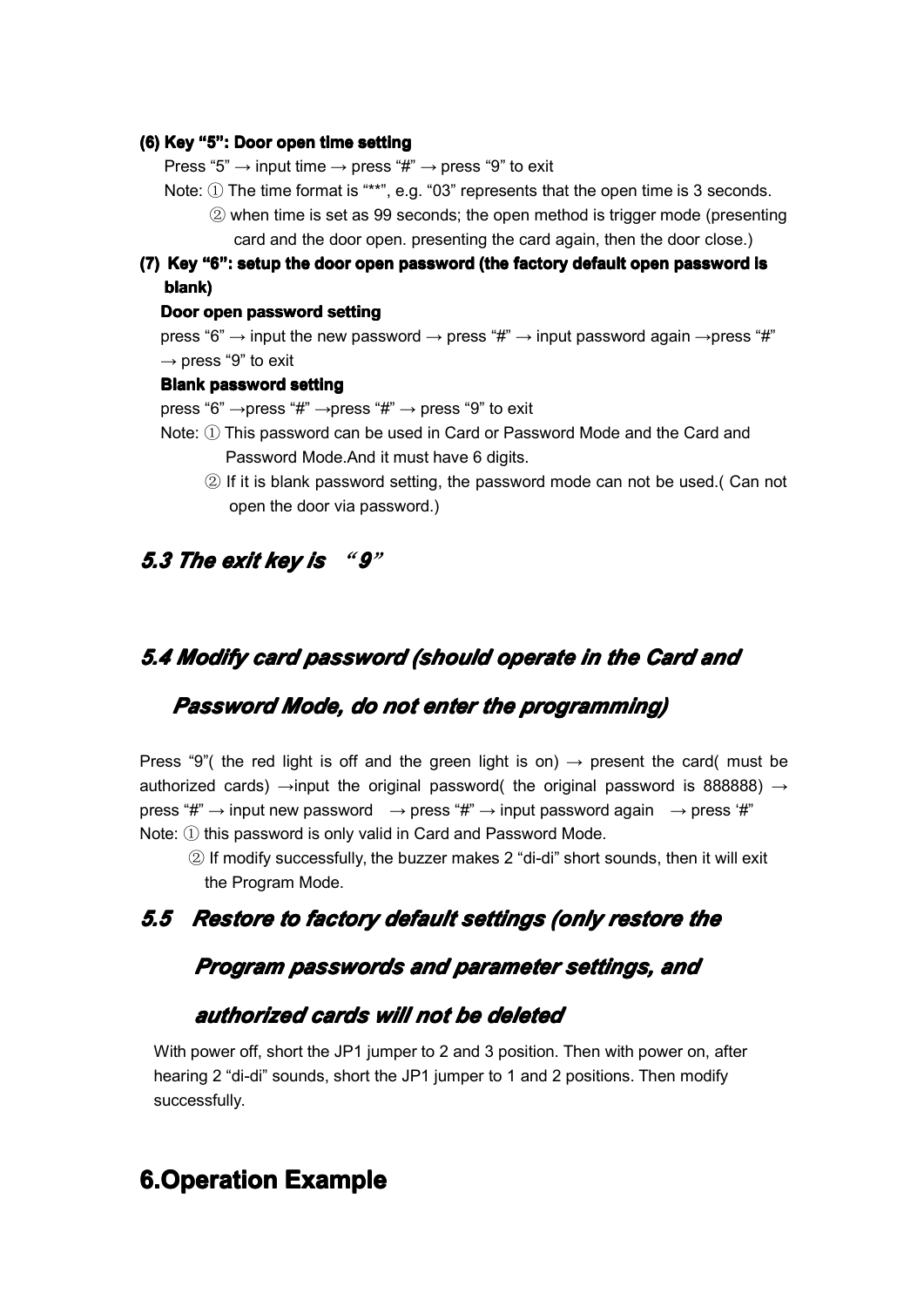**(6) Key "5": Door open time setting**

Press "5" → input time → press "#" → press "9" to exit

Note: ① The time format is "**", e.g. "03" represents that the open time is 3 seconds.

② when time is set as 99 seconds; the open method is trigger mode (presenting card and the door open. presenting the card again, then the door close.)

**(7) Key "6": setup the door open password (the factory default open password is blank)**

**Door open password setting**

press "6" → input the new password → press "#" → input password again →press "#" → press "9" to exit

**Blank password setting**

press "6" →press "#" →press "#" → press "9" to exit

Note: ① This password can be used in Card or Password Mode and the Card and Password Mode.And it must have 6 digits.

② If it is blank password setting, the password mode can not be used.( Can not open the door via password.)

## *5.3 The exit key is "9"*

## *5.4 Modify card password (should operate in the Card and Password Mode, do not enter the programming)*

Press "9"( the red light is off and the green light is on) → present the card( must be authorized cards) →input the original password( the original password is 888888) → press "#" → input new password → press "#" → input password again → press '#'

Note: ① this password is only valid in Card and Password Mode.

② If modify successfully, the buzzer makes 2 "di-di" short sounds, then it will exit the Program Mode.

## *5.5 Restore to factory default settings (only restore the Program passwords and parameter settings, and authorized cards will not be deleted*

With power off, short the JP1 jumper to 2 and 3 position. Then with power on, after hearing 2 "di-di" sounds, short the JP1 jumper to 1 and 2 positions. Then modify successfully.

# 6.Operation Example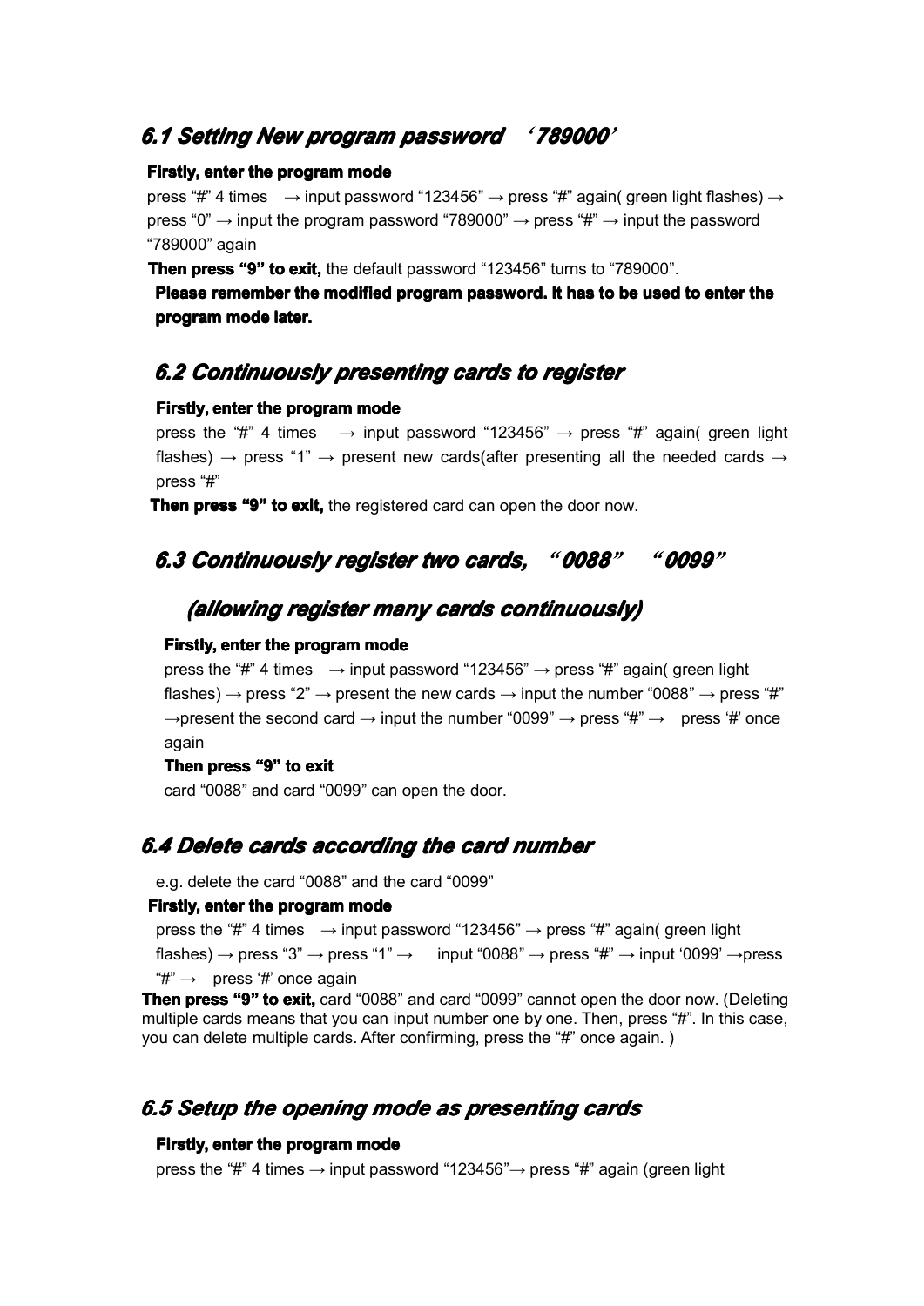## *6.1 Setting New program password ‘789000’*

**Firstly, enter the program mode**

press “#” 4 times → input password “123456” → press “#” again( green light flashes) → press “0” → input the program password “789000” → press “#” → input the password “789000” again

**Then press “9” to exit,** the default password “123456” turns to “789000”.

**Please remember the modified program password. It has to be used to enter the program mode later.**

## *6.2 Continuously presenting cards to register*

**Firstly, enter the program mode**

press the “#” 4 times → input password “123456” → press “#” again( green light flashes) → press “1” → present new cards(after presenting all the needed cards → press “#”

**Then press “9” to exit,** the registered card can open the door now.

## *6.3 Continuously register two cards, “0088” “0099”*

## *(allowing register many cards continuously)*

**Firstly, enter the program mode**

press the “#” 4 times → input password “123456” → press “#” again( green light flashes) → press “2” → present the new cards → input the number “0088” → press “#” →present the second card → input the number “0099” → press “#” → press ‘#’ once again

**Then press “9” to exit**

card “0088” and card “0099” can open the door.

## *6.4 Delete cards according the card number*

e.g. delete the card “0088” and the card “0099”

**Firstly, enter the program mode**

press the “#” 4 times → input password “123456” → press “#” again( green light flashes) → press “3” → press “1” → input “0088” → press “#” → input ‘0099’ →press “#” → press ‘#’ once again

**Then press “9” to exit,** card “0088” and card “0099” cannot open the door now. (Deleting multiple cards means that you can input number one by one. Then, press “#”. In this case, you can delete multiple cards. After confirming, press the “#” once again. )

## *6.5 Setup the opening mode as presenting cards*

**Firstly, enter the program mode**

press the “#” 4 times → input password “123456”→ press “#” again (green light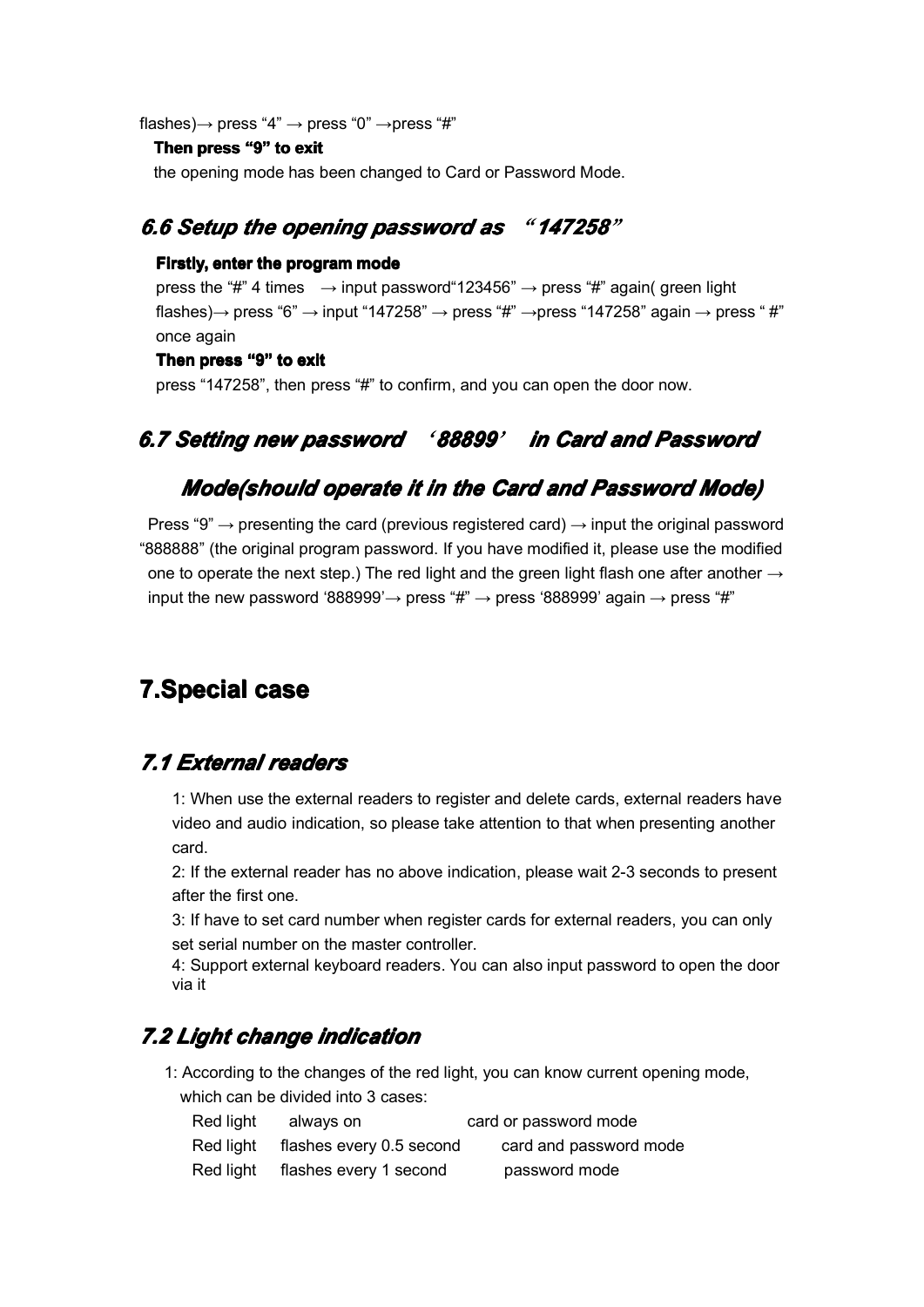flashes)→ press "4" → press "0" →press "#"

**Then press "9" to exit**

the opening mode has been changed to Card or Password Mode.

### *6.6 Setup the opening password as "147258"*

**Firstly, enter the program mode**

press the "#" 4 times → input password"123456" → press "#" again( green light flashes)→ press "6" → input "147258" → press "#" →press "147258" again → press " #" once again

**Then press "9" to exit**

press "147258", then press "#" to confirm, and you can open the door now.

### *6.7 Setting new password '88899' in Card and Password Mode(should operate it in the Card and Password Mode)*

Press "9" → presenting the card (previous registered card) → input the original password "888888" (the original program password. If you have modified it, please use the modified one to operate the next step.) The red light and the green light flash one after another → input the new password '888999'→ press "#" → press '888999' again → press "#"

## 7.Special case

### *7.1 External readers*

1: When use the external readers to register and delete cards, external readers have video and audio indication, so please take attention to that when presenting another card.

2: If the external reader has no above indication, please wait 2-3 seconds to present after the first one.

3: If have to set card number when register cards for external readers, you can only set serial number on the master controller.

4: Support external keyboard readers. You can also input password to open the door via it

### *7.2 Light change indication*

1: According to the changes of the red light, you can know current opening mode, which can be divided into 3 cases:

| | | |
|---|---|---|
| Red light | always on | card or password mode |
| Red light | flashes every 0.5 second | card and password mode |
| Red light | flashes every 1 second | password mode |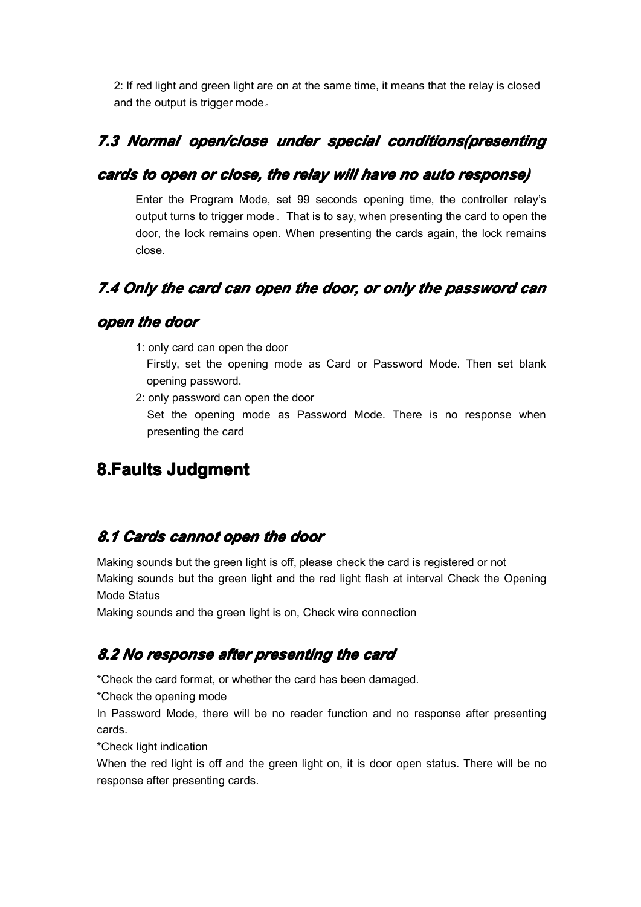2: If red light and green light are on at the same time, it means that the relay is closed and the output is trigger mode。

### *7.3 Normal open/close under special conditions(presenting cards to open or close, the relay will have no auto response)*

Enter the Program Mode, set 99 seconds opening time, the controller relay's output turns to trigger mode。That is to say, when presenting the card to open the door, the lock remains open. When presenting the cards again, the lock remains close.

### *7.4 Only the card can open the door, or only the password can open the door*

1: only card can open the door
Firstly, set the opening mode as Card or Password Mode. Then set blank opening password.

2: only password can open the door
Set the opening mode as Password Mode. There is no response when presenting the card

## 8.Faults Judgment

### *8.1 Cards cannot open the door*

Making sounds but the green light is off, please check the card is registered or not
Making sounds but the green light and the red light flash at interval Check the Opening Mode Status
Making sounds and the green light is on, Check wire connection

### *8.2 No response after presenting the card*

*Check the card format, or whether the card has been damaged.

*Check the opening mode

In Password Mode, there will be no reader function and no response after presenting cards.

*Check light indication

When the red light is off and the green light on, it is door open status. There will be no response after presenting cards.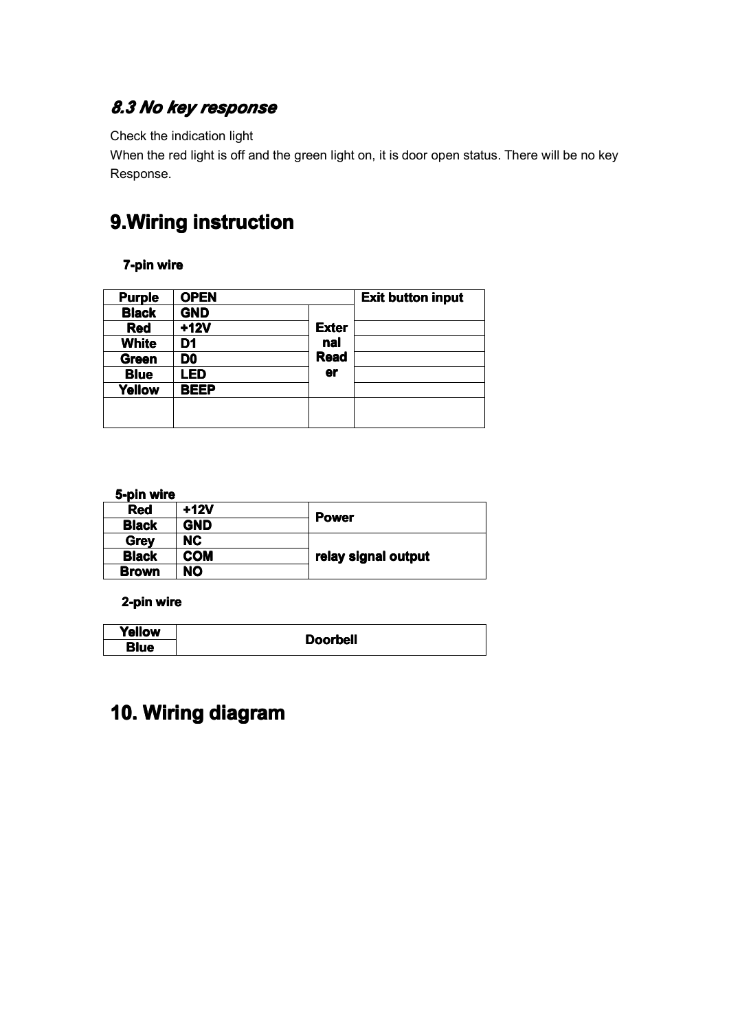### *8.3 No key response*

Check the indication light
When the red light is off and the green light on, it is door open status. There will be no key Response.

## 9.Wiring instruction

**7-pin wire**

| Purple | OPEN | | Exit button input |
|---|---|---|---|
| Black | GND | External Reader | |
| Red | +12V | | |
| White | D1 | | |
| Green | D0 | | |
| Blue | LED | | |
| Yellow | BEEP | | |
| | | | |

**5-pin wire**

| Red | +12V | Power |
|---|---|---|
| Black | GND | |
| Grey | NC | relay signal output |
| Black | COM | |
| Brown | NO | |

**2-pin wire**

| Yellow | Doorbell |
|---|---|
| Blue | |

## 10. Wiring diagram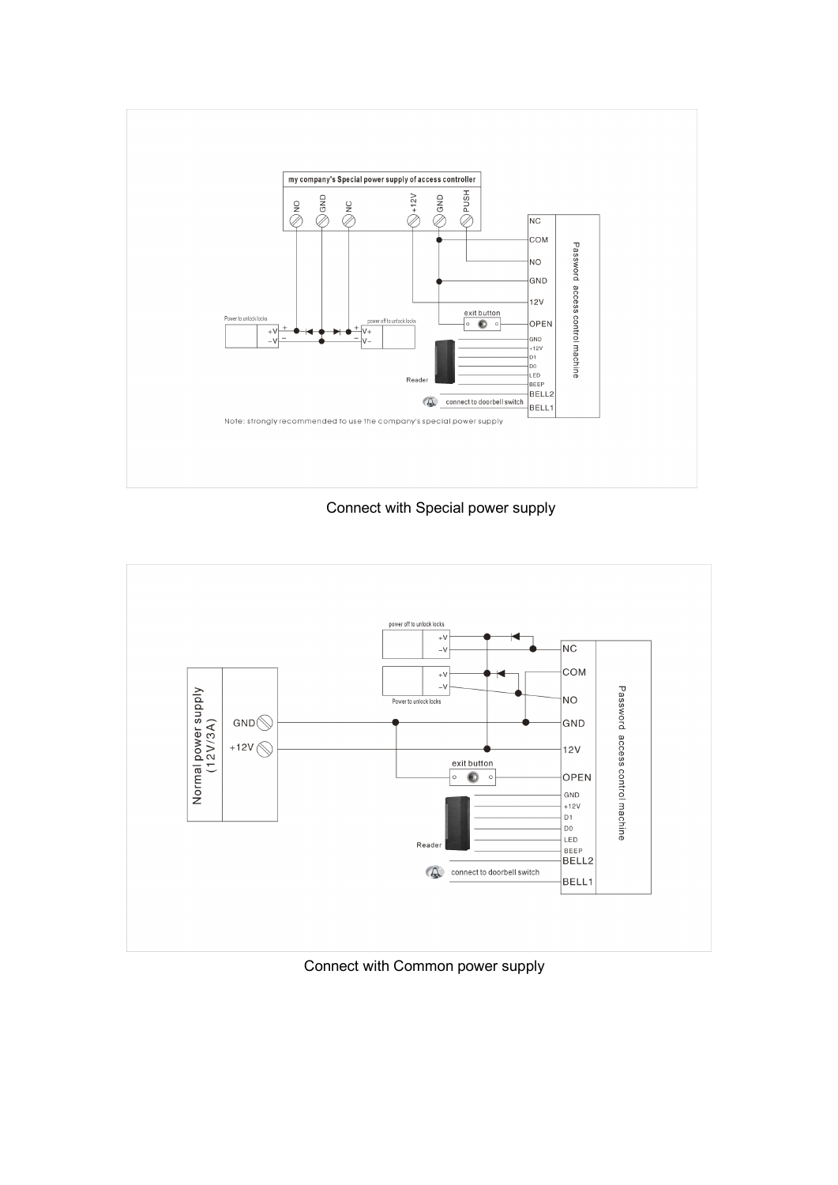my company's Special power supply of access controller

NO GND NC +12V GND PUSH

NC
COM
NO
GND
12V
OPEN
GND
+12V
D1
D0
LED
BEEP
BELL2
BELL1

Password access control machine

Power to unlock locks

power off to unlock locks

exit button

Reader

connect to doorbell switch

Note: strongly recommended to use the company's special power supply

Connect with Special power supply

power off to unlock locks

Power to unlock locks

Normal power supply (12V/3A)

GND
+12V

exit button

Reader

connect to doorbell switch

NC
COM
NO
GND
12V
OPEN
GND
+12V
D1
D0
LED
BEEP
BELL2
BELL1

Password access control machine

Connect with Common power supply